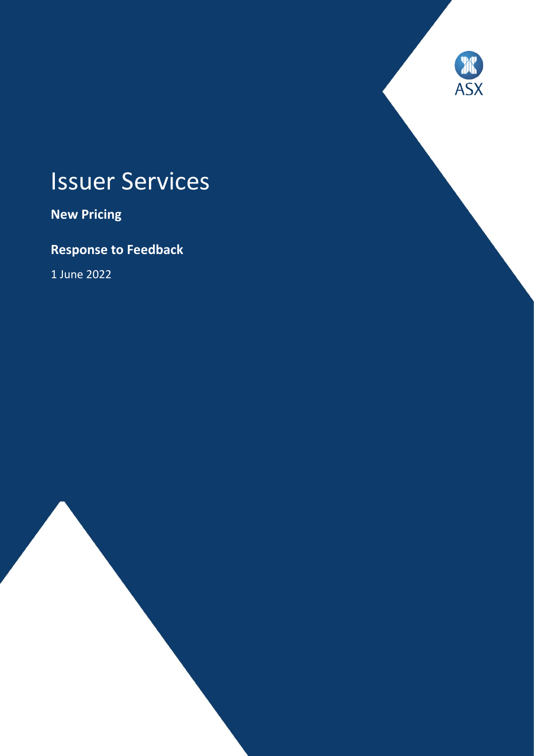# Issuer Services

**New Pricing**

## Response to Feedback

1 June 2022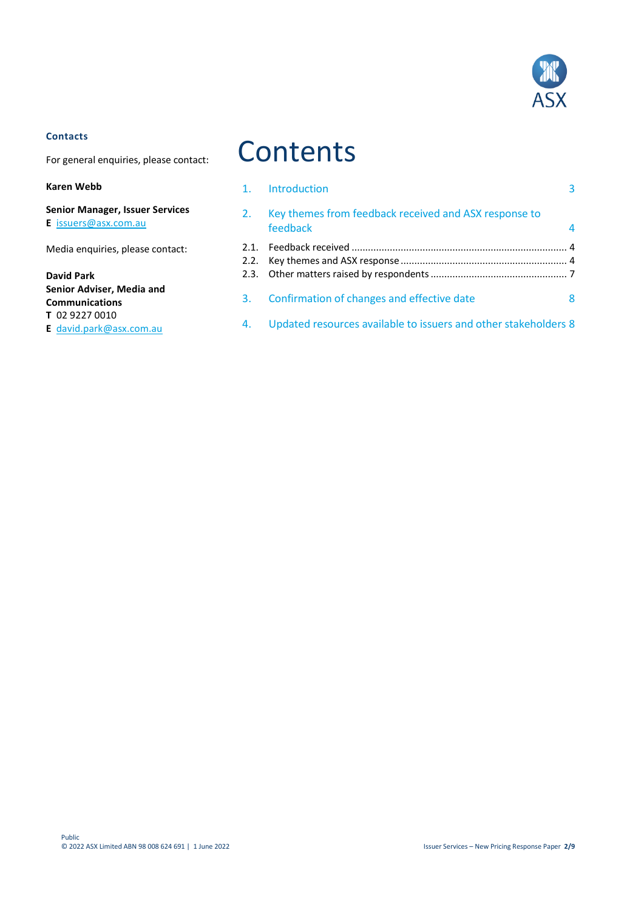#### Contacts

For general enquiries, please contact:

**Karen Webb**

**Senior Manager, Issuer Services**
**E** issuers@asx.com.au

Media enquiries, please contact:

**David Park**
**Senior Adviser, Media and Communications**
**T** 02 9227 0010
**E** david.park@asx.com.au

# Contents

1. Introduction 3
2. Key themes from feedback received and ASX response to feedback 4
   - 2.1. Feedback received 4
   - 2.2. Key themes and ASX response 4
   - 2.3. Other matters raised by respondents 7
3. Confirmation of changes and effective date 8
4. Updated resources available to issuers and other stakeholders 8

Public
© 2022 ASX Limited ABN 98 008 624 691 | 1 June 2022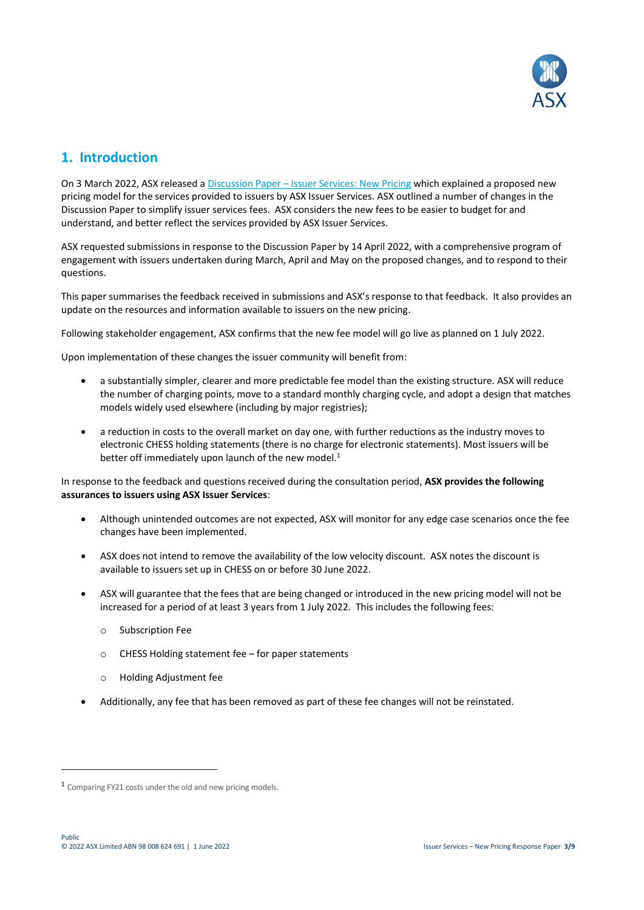## 1. Introduction

On 3 March 2022, ASX released a [Discussion Paper – Issuer Services: New Pricing] which explained a proposed new pricing model for the services provided to issuers by ASX Issuer Services. ASX outlined a number of changes in the Discussion Paper to simplify issuer services fees. ASX considers the new fees to be easier to budget for and understand, and better reflect the services provided by ASX Issuer Services.

ASX requested submissions in response to the Discussion Paper by 14 April 2022, with a comprehensive program of engagement with issuers undertaken during March, April and May on the proposed changes, and to respond to their questions.

This paper summarises the feedback received in submissions and ASX's response to that feedback. It also provides an update on the resources and information available to issuers on the new pricing.

Following stakeholder engagement, ASX confirms that the new fee model will go live as planned on 1 July 2022.

Upon implementation of these changes the issuer community will benefit from:

- a substantially simpler, clearer and more predictable fee model than the existing structure. ASX will reduce the number of charging points, move to a standard monthly charging cycle, and adopt a design that matches models widely used elsewhere (including by major registries);
- a reduction in costs to the overall market on day one, with further reductions as the industry moves to electronic CHESS holding statements (there is no charge for electronic statements). Most issuers will be better off immediately upon launch of the new model.[1]

In response to the feedback and questions received during the consultation period, **ASX provides the following assurances to issuers using ASX Issuer Services**:

- Although unintended outcomes are not expected, ASX will monitor for any edge case scenarios once the fee changes have been implemented.
- ASX does not intend to remove the availability of the low velocity discount. ASX notes the discount is available to issuers set up in CHESS on or before 30 June 2022.
- ASX will guarantee that the fees that are being changed or introduced in the new pricing model will not be increased for a period of at least 3 years from 1 July 2022. This includes the following fees:
  - Subscription Fee
  - CHESS Holding statement fee – for paper statements
  - Holding Adjustment fee
- Additionally, any fee that has been removed as part of these fee changes will not be reinstated.

[1] Comparing FY21 costs under the old and new pricing models.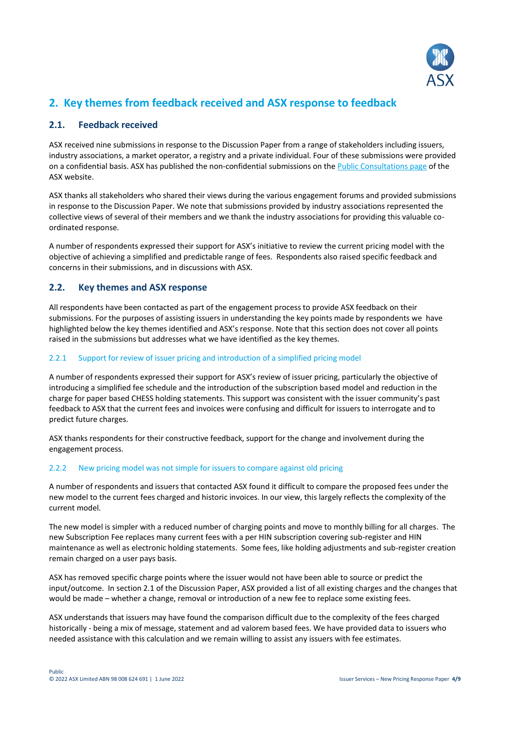## 2. Key themes from feedback received and ASX response to feedback

### 2.1. Feedback received

ASX received nine submissions in response to the Discussion Paper from a range of stakeholders including issuers, industry associations, a market operator, a registry and a private individual. Four of these submissions were provided on a confidential basis. ASX has published the non-confidential submissions on the Public Consultations page of the ASX website.

ASX thanks all stakeholders who shared their views during the various engagement forums and provided submissions in response to the Discussion Paper. We note that submissions provided by industry associations represented the collective views of several of their members and we thank the industry associations for providing this valuable co-ordinated response.

A number of respondents expressed their support for ASX's initiative to review the current pricing model with the objective of achieving a simplified and predictable range of fees. Respondents also raised specific feedback and concerns in their submissions, and in discussions with ASX.

### 2.2. Key themes and ASX response

All respondents have been contacted as part of the engagement process to provide ASX feedback on their submissions. For the purposes of assisting issuers in understanding the key points made by respondents we have highlighted below the key themes identified and ASX's response. Note that this section does not cover all points raised in the submissions but addresses what we have identified as the key themes.

#### 2.2.1 Support for review of issuer pricing and introduction of a simplified pricing model

A number of respondents expressed their support for ASX's review of issuer pricing, particularly the objective of introducing a simplified fee schedule and the introduction of the subscription based model and reduction in the charge for paper based CHESS holding statements. This support was consistent with the issuer community's past feedback to ASX that the current fees and invoices were confusing and difficult for issuers to interrogate and to predict future charges.

ASX thanks respondents for their constructive feedback, support for the change and involvement during the engagement process.

#### 2.2.2 New pricing model was not simple for issuers to compare against old pricing

A number of respondents and issuers that contacted ASX found it difficult to compare the proposed fees under the new model to the current fees charged and historic invoices. In our view, this largely reflects the complexity of the current model.

The new model is simpler with a reduced number of charging points and move to monthly billing for all charges. The new Subscription Fee replaces many current fees with a per HIN subscription covering sub-register and HIN maintenance as well as electronic holding statements. Some fees, like holding adjustments and sub-register creation remain charged on a user pays basis.

ASX has removed specific charge points where the issuer would not have been able to source or predict the input/outcome. In section 2.1 of the Discussion Paper, ASX provided a list of all existing charges and the changes that would be made – whether a change, removal or introduction of a new fee to replace some existing fees.

ASX understands that issuers may have found the comparison difficult due to the complexity of the fees charged historically - being a mix of message, statement and ad valorem based fees. We have provided data to issuers who needed assistance with this calculation and we remain willing to assist any issuers with fee estimates.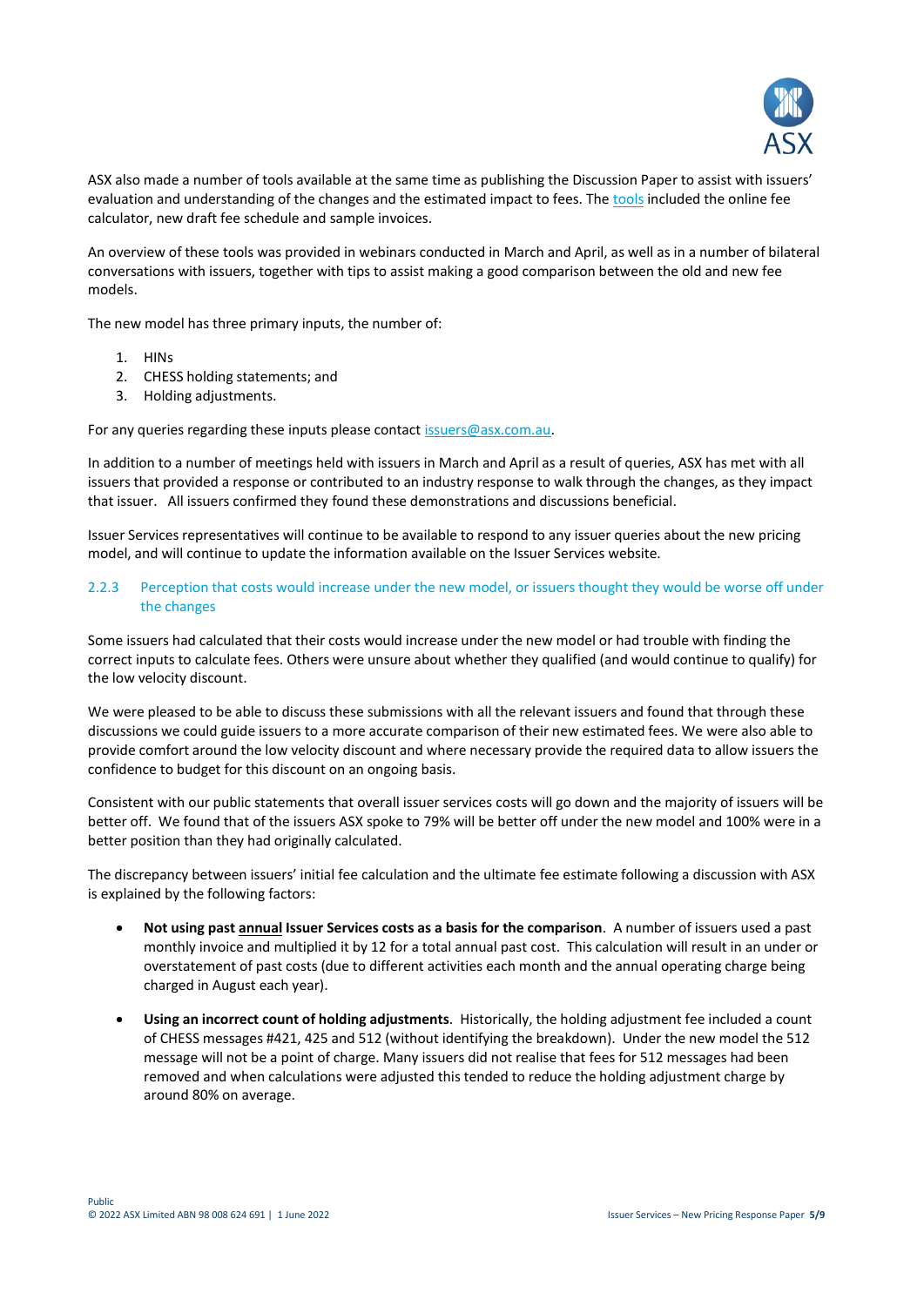ASX also made a number of tools available at the same time as publishing the Discussion Paper to assist with issuers' evaluation and understanding of the changes and the estimated impact to fees. The tools included the online fee calculator, new draft fee schedule and sample invoices.

An overview of these tools was provided in webinars conducted in March and April, as well as in a number of bilateral conversations with issuers, together with tips to assist making a good comparison between the old and new fee models.

The new model has three primary inputs, the number of:

1. HINs
2. CHESS holding statements; and
3. Holding adjustments.

For any queries regarding these inputs please contact issuers@asx.com.au.

In addition to a number of meetings held with issuers in March and April as a result of queries, ASX has met with all issuers that provided a response or contributed to an industry response to walk through the changes, as they impact that issuer. All issuers confirmed they found these demonstrations and discussions beneficial.

Issuer Services representatives will continue to be available to respond to any issuer queries about the new pricing model, and will continue to update the information available on the Issuer Services website.

### 2.2.3 Perception that costs would increase under the new model, or issuers thought they would be worse off under the changes

Some issuers had calculated that their costs would increase under the new model or had trouble with finding the correct inputs to calculate fees. Others were unsure about whether they qualified (and would continue to qualify) for the low velocity discount.

We were pleased to be able to discuss these submissions with all the relevant issuers and found that through these discussions we could guide issuers to a more accurate comparison of their new estimated fees. We were also able to provide comfort around the low velocity discount and where necessary provide the required data to allow issuers the confidence to budget for this discount on an ongoing basis.

Consistent with our public statements that overall issuer services costs will go down and the majority of issuers will be better off. We found that of the issuers ASX spoke to 79% will be better off under the new model and 100% were in a better position than they had originally calculated.

The discrepancy between issuers' initial fee calculation and the ultimate fee estimate following a discussion with ASX is explained by the following factors:

- **Not using past annual Issuer Services costs as a basis for the comparison**. A number of issuers used a past monthly invoice and multiplied it by 12 for a total annual past cost. This calculation will result in an under or overstatement of past costs (due to different activities each month and the annual operating charge being charged in August each year).
- **Using an incorrect count of holding adjustments**. Historically, the holding adjustment fee included a count of CHESS messages #421, 425 and 512 (without identifying the breakdown). Under the new model the 512 message will not be a point of charge. Many issuers did not realise that fees for 512 messages had been removed and when calculations were adjusted this tended to reduce the holding adjustment charge by around 80% on average.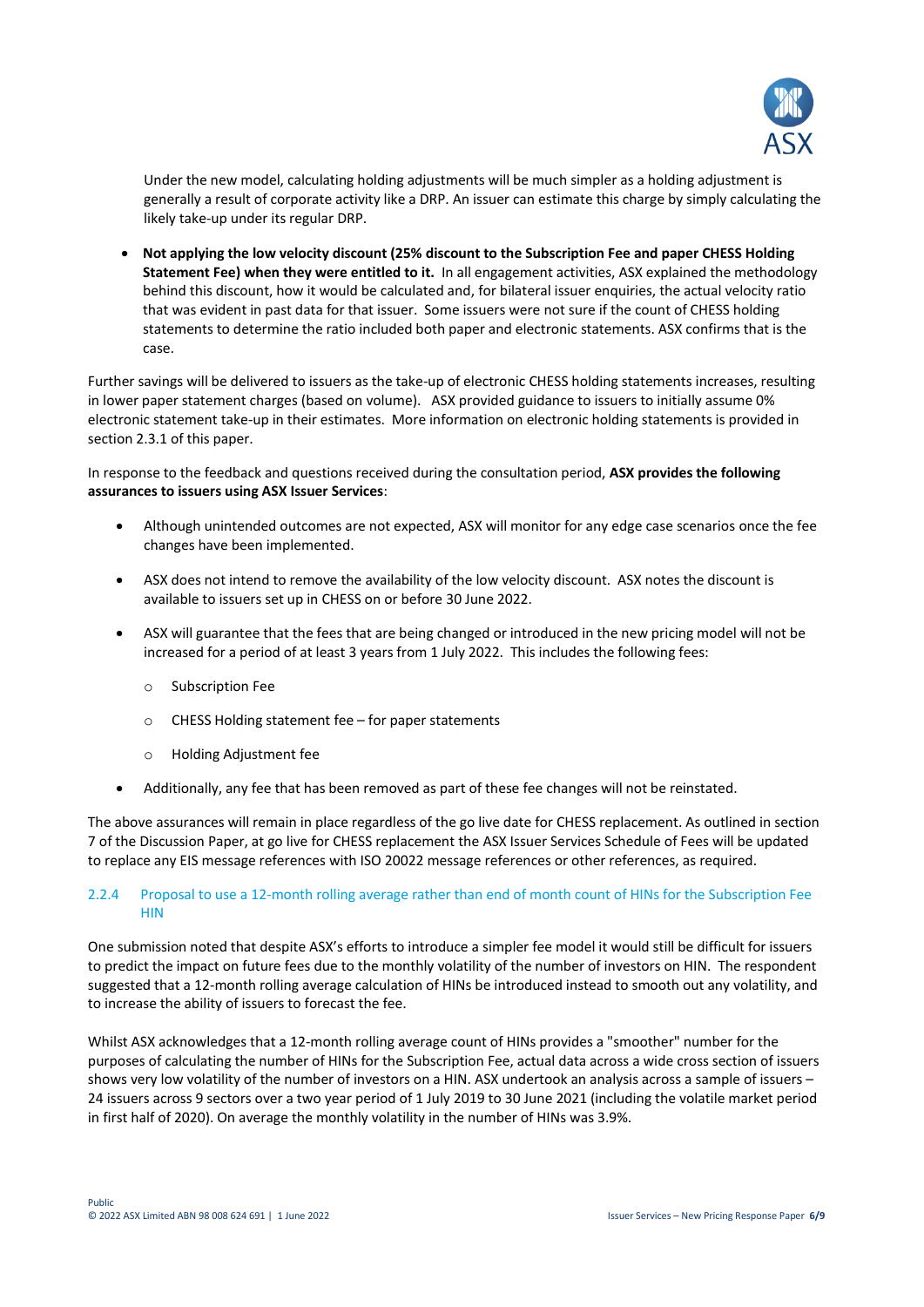Under the new model, calculating holding adjustments will be much simpler as a holding adjustment is generally a result of corporate activity like a DRP. An issuer can estimate this charge by simply calculating the likely take-up under its regular DRP.

- **Not applying the low velocity discount (25% discount to the Subscription Fee and paper CHESS Holding Statement Fee) when they were entitled to it.** In all engagement activities, ASX explained the methodology behind this discount, how it would be calculated and, for bilateral issuer enquiries, the actual velocity ratio that was evident in past data for that issuer. Some issuers were not sure if the count of CHESS holding statements to determine the ratio included both paper and electronic statements. ASX confirms that is the case.

Further savings will be delivered to issuers as the take-up of electronic CHESS holding statements increases, resulting in lower paper statement charges (based on volume). ASX provided guidance to issuers to initially assume 0% electronic statement take-up in their estimates. More information on electronic holding statements is provided in section 2.3.1 of this paper.

In response to the feedback and questions received during the consultation period, **ASX provides the following assurances to issuers using ASX Issuer Services**:

- Although unintended outcomes are not expected, ASX will monitor for any edge case scenarios once the fee changes have been implemented.
- ASX does not intend to remove the availability of the low velocity discount. ASX notes the discount is available to issuers set up in CHESS on or before 30 June 2022.
- ASX will guarantee that the fees that are being changed or introduced in the new pricing model will not be increased for a period of at least 3 years from 1 July 2022. This includes the following fees:
  - Subscription Fee
  - CHESS Holding statement fee – for paper statements
  - Holding Adjustment fee
- Additionally, any fee that has been removed as part of these fee changes will not be reinstated.

The above assurances will remain in place regardless of the go live date for CHESS replacement. As outlined in section 7 of the Discussion Paper, at go live for CHESS replacement the ASX Issuer Services Schedule of Fees will be updated to replace any EIS message references with ISO 20022 message references or other references, as required.

### 2.2.4 Proposal to use a 12-month rolling average rather than end of month count of HINs for the Subscription Fee HIN

One submission noted that despite ASX's efforts to introduce a simpler fee model it would still be difficult for issuers to predict the impact on future fees due to the monthly volatility of the number of investors on HIN. The respondent suggested that a 12-month rolling average calculation of HINs be introduced instead to smooth out any volatility, and to increase the ability of issuers to forecast the fee.

Whilst ASX acknowledges that a 12-month rolling average count of HINs provides a "smoother" number for the purposes of calculating the number of HINs for the Subscription Fee, actual data across a wide cross section of issuers shows very low volatility of the number of investors on a HIN. ASX undertook an analysis across a sample of issuers – 24 issuers across 9 sectors over a two year period of 1 July 2019 to 30 June 2021 (including the volatile market period in first half of 2020). On average the monthly volatility in the number of HINs was 3.9%.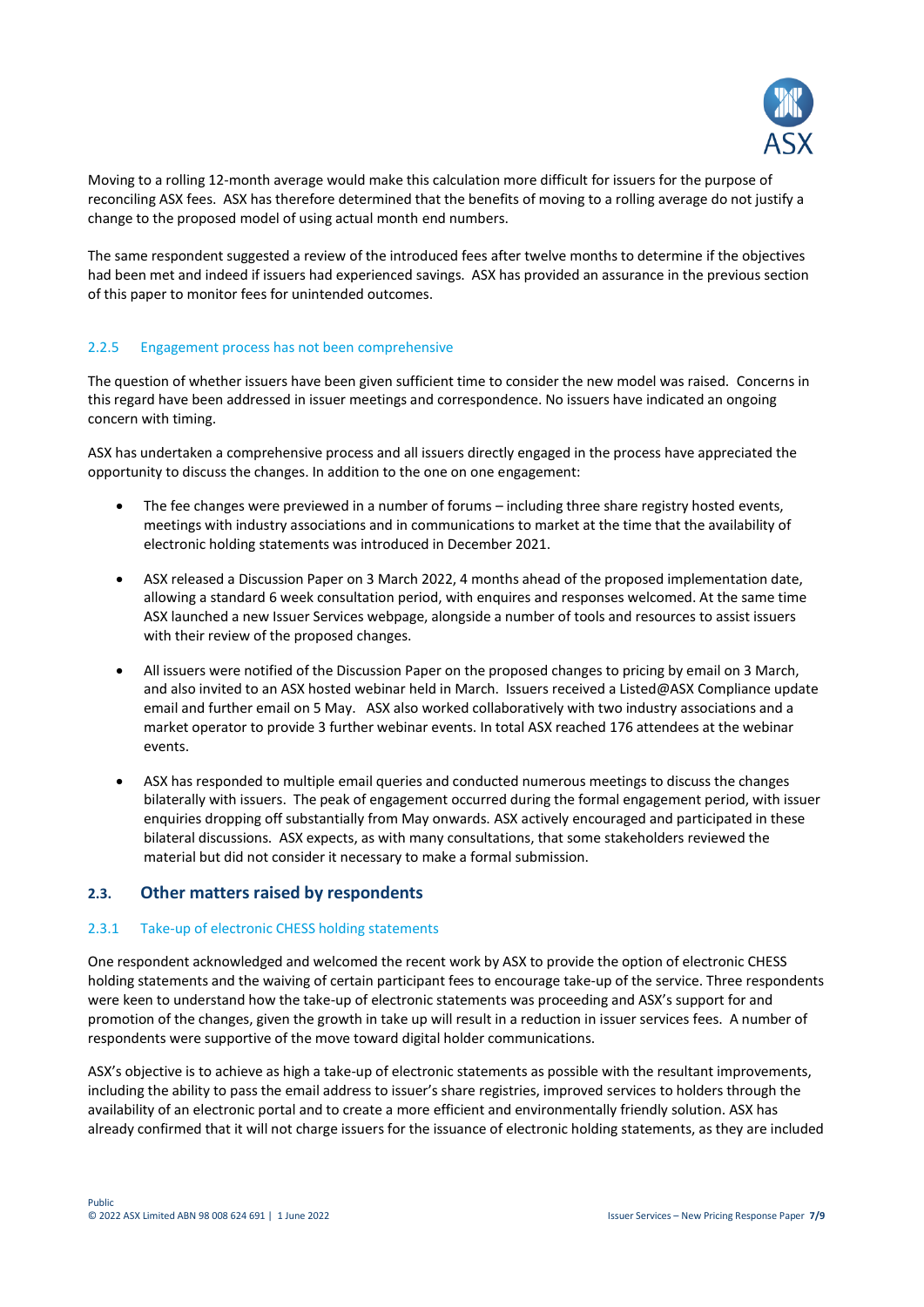Moving to a rolling 12-month average would make this calculation more difficult for issuers for the purpose of reconciling ASX fees. ASX has therefore determined that the benefits of moving to a rolling average do not justify a change to the proposed model of using actual month end numbers.

The same respondent suggested a review of the introduced fees after twelve months to determine if the objectives had been met and indeed if issuers had experienced savings. ASX has provided an assurance in the previous section of this paper to monitor fees for unintended outcomes.

#### 2.2.5 Engagement process has not been comprehensive

The question of whether issuers have been given sufficient time to consider the new model was raised. Concerns in this regard have been addressed in issuer meetings and correspondence. No issuers have indicated an ongoing concern with timing.

ASX has undertaken a comprehensive process and all issuers directly engaged in the process have appreciated the opportunity to discuss the changes. In addition to the one on one engagement:

- The fee changes were previewed in a number of forums – including three share registry hosted events, meetings with industry associations and in communications to market at the time that the availability of electronic holding statements was introduced in December 2021.
- ASX released a Discussion Paper on 3 March 2022, 4 months ahead of the proposed implementation date, allowing a standard 6 week consultation period, with enquires and responses welcomed. At the same time ASX launched a new Issuer Services webpage, alongside a number of tools and resources to assist issuers with their review of the proposed changes.
- All issuers were notified of the Discussion Paper on the proposed changes to pricing by email on 3 March, and also invited to an ASX hosted webinar held in March. Issuers received a Listed@ASX Compliance update email and further email on 5 May. ASX also worked collaboratively with two industry associations and a market operator to provide 3 further webinar events. In total ASX reached 176 attendees at the webinar events.
- ASX has responded to multiple email queries and conducted numerous meetings to discuss the changes bilaterally with issuers. The peak of engagement occurred during the formal engagement period, with issuer enquiries dropping off substantially from May onwards. ASX actively encouraged and participated in these bilateral discussions. ASX expects, as with many consultations, that some stakeholders reviewed the material but did not consider it necessary to make a formal submission.

### 2.3. Other matters raised by respondents

#### 2.3.1 Take-up of electronic CHESS holding statements

One respondent acknowledged and welcomed the recent work by ASX to provide the option of electronic CHESS holding statements and the waiving of certain participant fees to encourage take-up of the service. Three respondents were keen to understand how the take-up of electronic statements was proceeding and ASX's support for and promotion of the changes, given the growth in take up will result in a reduction in issuer services fees. A number of respondents were supportive of the move toward digital holder communications.

ASX's objective is to achieve as high a take-up of electronic statements as possible with the resultant improvements, including the ability to pass the email address to issuer's share registries, improved services to holders through the availability of an electronic portal and to create a more efficient and environmentally friendly solution. ASX has already confirmed that it will not charge issuers for the issuance of electronic holding statements, as they are included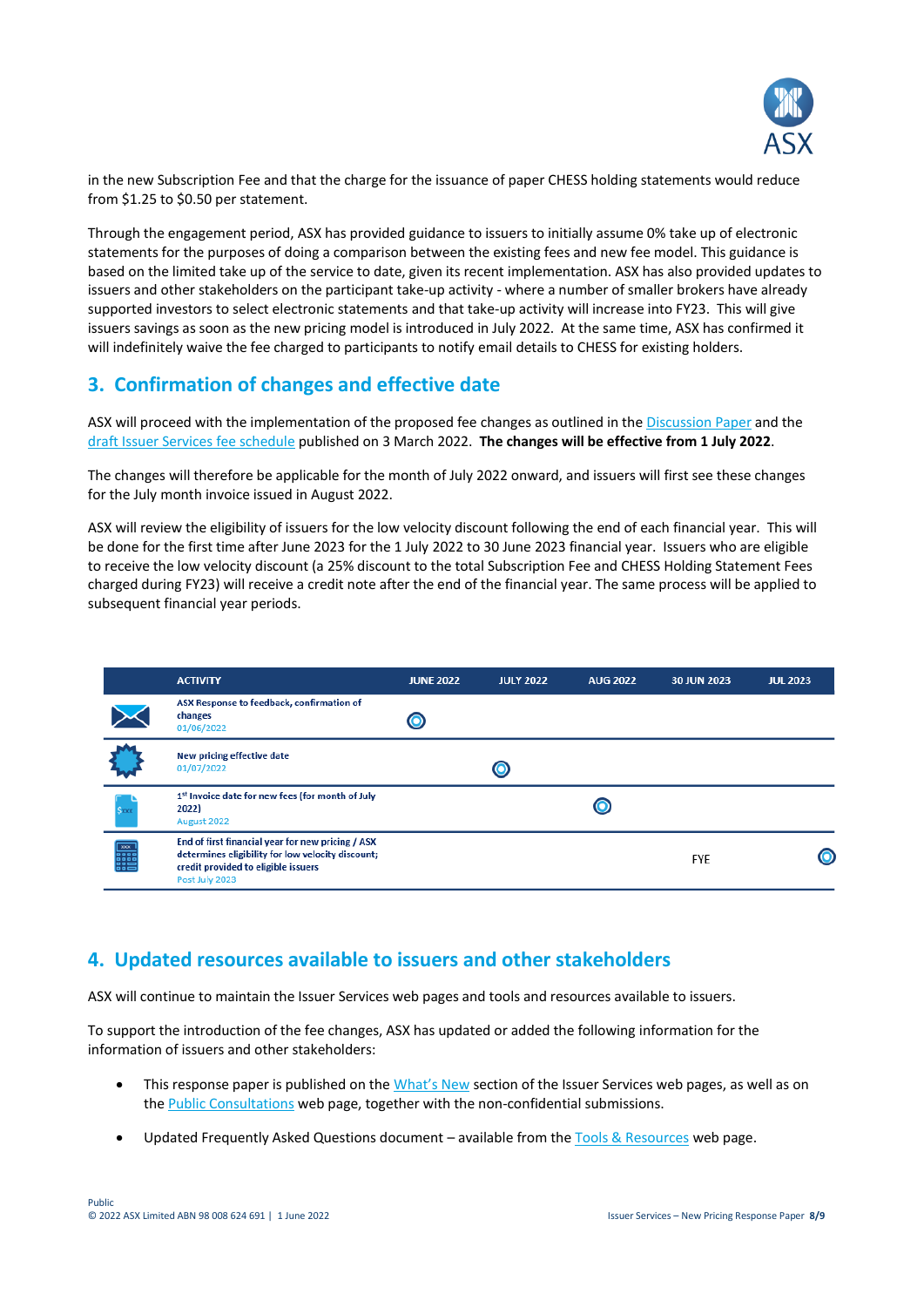in the new Subscription Fee and that the charge for the issuance of paper CHESS holding statements would reduce from $1.25 to $0.50 per statement.

Through the engagement period, ASX has provided guidance to issuers to initially assume 0% take up of electronic statements for the purposes of doing a comparison between the existing fees and new fee model. This guidance is based on the limited take up of the service to date, given its recent implementation. ASX has also provided updates to issuers and other stakeholders on the participant take-up activity - where a number of smaller brokers have already supported investors to select electronic statements and that take-up activity will increase into FY23. This will give issuers savings as soon as the new pricing model is introduced in July 2022. At the same time, ASX has confirmed it will indefinitely waive the fee charged to participants to notify email details to CHESS for existing holders.

## 3. Confirmation of changes and effective date

ASX will proceed with the implementation of the proposed fee changes as outlined in the Discussion Paper and the draft Issuer Services fee schedule published on 3 March 2022. **The changes will be effective from 1 July 2022**.

The changes will therefore be applicable for the month of July 2022 onward, and issuers will first see these changes for the July month invoice issued in August 2022.

ASX will review the eligibility of issuers for the low velocity discount following the end of each financial year. This will be done for the first time after June 2023 for the 1 July 2022 to 30 June 2023 financial year. Issuers who are eligible to receive the low velocity discount (a 25% discount to the total Subscription Fee and CHESS Holding Statement Fees charged during FY23) will receive a credit note after the end of the financial year. The same process will be applied to subsequent financial year periods.

| ACTIVITY | JUNE 2022 | JULY 2022 | AUG 2022 | 30 JUN 2023 | JUL 2023 |
|---|---|---|---|---|---|
| ASX Response to feedback, confirmation of changes<br>01/06/2022 | ◉ | | | | |
| New pricing effective date<br>01/07/2022 | | ◉ | | | |
| 1st Invoice date for new fees (for month of July 2022)<br>August 2022 | | | ◉ | | |
| End of first financial year for new pricing / ASX determines eligibility for low velocity discount; credit provided to eligible issuers<br>Post July 2023 | | | | FYE | ◉ |

## 4. Updated resources available to issuers and other stakeholders

ASX will continue to maintain the Issuer Services web pages and tools and resources available to issuers.

To support the introduction of the fee changes, ASX has updated or added the following information for the information of issuers and other stakeholders:

- This response paper is published on the What's New section of the Issuer Services web pages, as well as on the Public Consultations web page, together with the non-confidential submissions.
- Updated Frequently Asked Questions document – available from the Tools & Resources web page.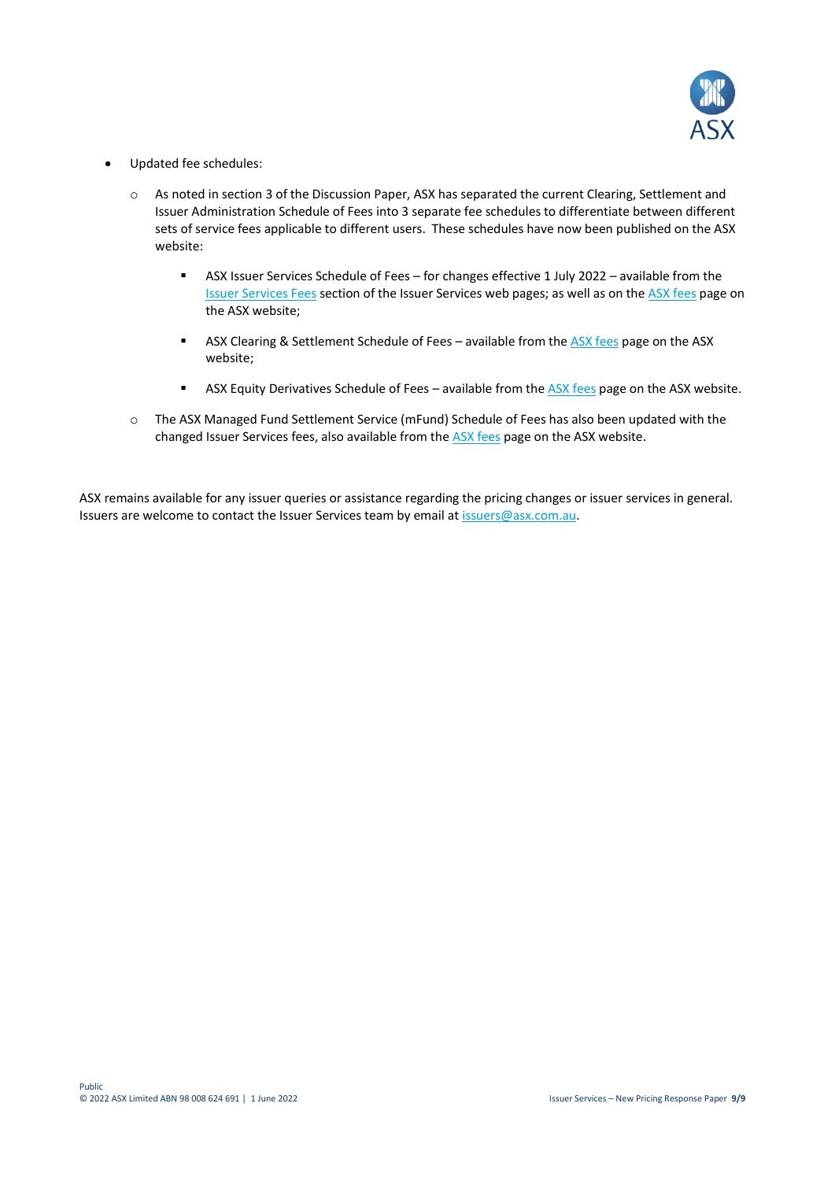- Updated fee schedules:
  - As noted in section 3 of the Discussion Paper, ASX has separated the current Clearing, Settlement and Issuer Administration Schedule of Fees into 3 separate fee schedules to differentiate between different sets of service fees applicable to different users. These schedules have now been published on the ASX website:
    - ASX Issuer Services Schedule of Fees – for changes effective 1 July 2022 – available from the Issuer Services Fees section of the Issuer Services web pages; as well as on the ASX fees page on the ASX website;
    - ASX Clearing & Settlement Schedule of Fees – available from the ASX fees page on the ASX website;
    - ASX Equity Derivatives Schedule of Fees – available from the ASX fees page on the ASX website.
  - The ASX Managed Fund Settlement Service (mFund) Schedule of Fees has also been updated with the changed Issuer Services fees, also available from the ASX fees page on the ASX website.

ASX remains available for any issuer queries or assistance regarding the pricing changes or issuer services in general. Issuers are welcome to contact the Issuer Services team by email at issuers@asx.com.au.